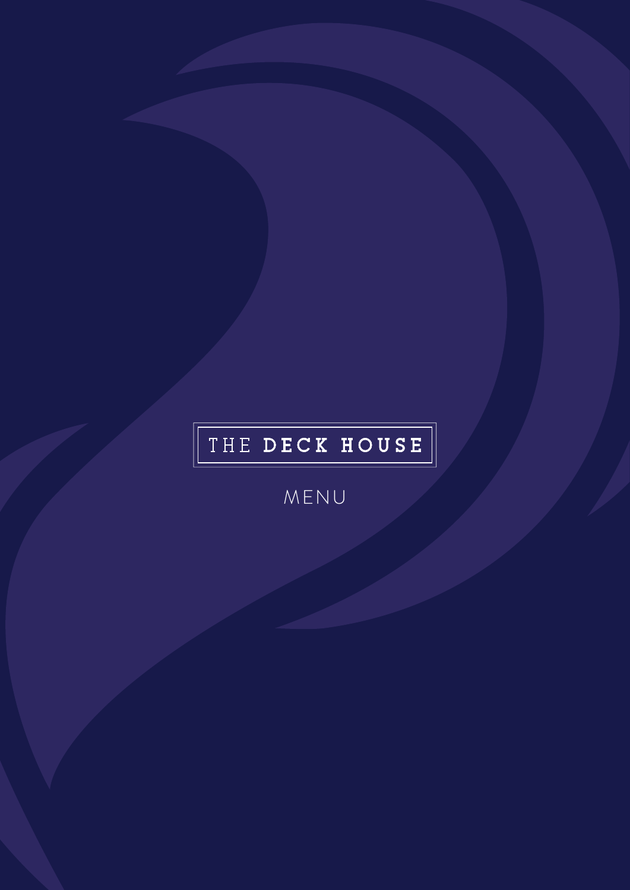# THE DECK HOUSE

MENU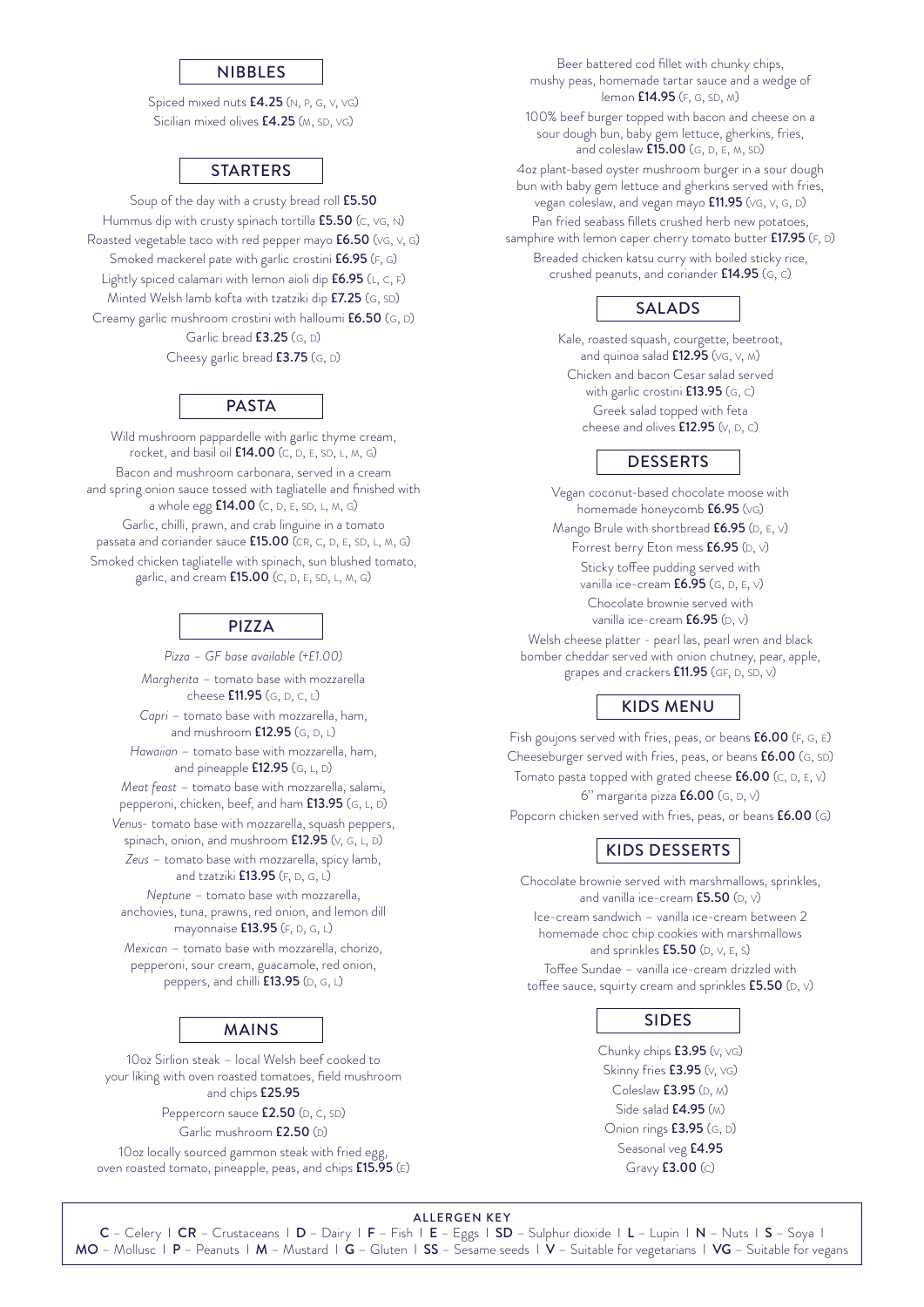## NIBBLES

Spiced mixed nuts **£4.25** (N, P, G, V, VG)
Sicilian mixed olives **£4.25** (M, SD, VG)

## STARTERS

Soup of the day with a crusty bread roll **£5.50**
Hummus dip with crusty spinach tortilla **£5.50** (C, VG, N)
Roasted vegetable taco with red pepper mayo **£6.50** (VG, V, G)
Smoked mackerel pate with garlic crostini **£6.95** (F, G)
Lightly spiced calamari with lemon aioli dip **£6.95** (L, C, F)
Minted Welsh lamb kofta with tzatziki dip **£7.25** (G, SD)
Creamy garlic mushroom crostini with halloumi **£6.50** (G, D)
Garlic bread **£3.25** (G, D)
Cheesy garlic bread **£3.75** (G, D)

## PASTA

Wild mushroom pappardelle with garlic thyme cream, rocket, and basil oil **£14.00** (C, D, E, SD, L, M, G)
Bacon and mushroom carbonara, served in a cream and spring onion sauce tossed with tagliatelle and finished with a whole egg **£14.00** (C, D, E, SD, L, M, G)
Garlic, chilli, prawn, and crab linguine in a tomato passata and coriander sauce **£15.00** (CR, C, D, E, SD, L, M, G)
Smoked chicken tagliatelle with spinach, sun blushed tomato, garlic, and cream **£15.00** (C, D, E, SD, L, M, G)

## PIZZA

*Pizza – GF base available (+£1.00)*

*Margherita* – tomato base with mozzarella cheese **£11.95** (G, D, C, L)
*Capri* – tomato base with mozzarella, ham, and mushroom **£12.95** (G, D, L)
*Hawaiian* – tomato base with mozzarella, ham, and pineapple **£12.95** (G, L, D)
*Meat feast* – tomato base with mozzarella, salami, pepperoni, chicken, beef, and ham **£13.95** (G, L, D)
*Venus*- tomato base with mozzarella, squash peppers, spinach, onion, and mushroom **£12.95** (V, G, L, D)
*Zeus* – tomato base with mozzarella, spicy lamb, and tzatziki **£13.95** (F, D, G, L)
*Neptune* – tomato base with mozzarella, anchovies, tuna, prawns, red onion, and lemon dill mayonnaise **£13.95** (F, D, G, L)
*Mexican* – tomato base with mozzarella, chorizo, pepperoni, sour cream, guacamole, red onion, peppers, and chilli **£13.95** (D, G, L)

## MAINS

10oz Sirlion steak – local Welsh beef cooked to your liking with oven roasted tomatoes, field mushroom and chips **£25.95**
Peppercorn sauce **£2.50** (D, C, SD)
Garlic mushroom **£2.50** (D)
10oz locally sourced gammon steak with fried egg, oven roasted tomato, pineapple, peas, and chips **£15.95** (E)
Beer battered cod fillet with chunky chips, mushy peas, homemade tartar sauce and a wedge of lemon **£14.95** (F, G, SD, M)
100% beef burger topped with bacon and cheese on a sour dough bun, baby gem lettuce, gherkins, fries, and coleslaw **£15.00** (G, D, E, M, SD)
4oz plant-based oyster mushroom burger in a sour dough bun with baby gem lettuce and gherkins served with fries, vegan coleslaw, and vegan mayo **£11.95** (VG, V, G, D)
Pan fried seabass fillets crushed herb new potatoes, samphire with lemon caper cherry tomato butter **£17.95** (F, D)
Breaded chicken katsu curry with boiled sticky rice, crushed peanuts, and coriander **£14.95** (G, C)

## SALADS

Kale, roasted squash, courgette, beetroot, and quinoa salad **£12.95** (VG, V, M)
Chicken and bacon Cesar salad served with garlic crostini **£13.95** (G, C)
Greek salad topped with feta cheese and olives **£12.95** (V, D, C)

## DESSERTS

Vegan coconut-based chocolate moose with homemade honeycomb **£6.95** (VG)
Mango Brule with shortbread **£6.95** (D, E, V)
Forrest berry Eton mess **£6.95** (D, V)
Sticky toffee pudding served with vanilla ice-cream **£6.95** (G, D, E, V)
Chocolate brownie served with vanilla ice-cream **£6.95** (D, V)
Welsh cheese platter - pearl las, pearl wren and black bomber cheddar served with onion chutney, pear, apple, grapes and crackers **£11.95** (GF, D, SD, V)

## KIDS MENU

Fish goujons served with fries, peas, or beans **£6.00** (F, G, E)
Cheeseburger served with fries, peas, or beans **£6.00** (G, SD)
Tomato pasta topped with grated cheese **£6.00** (C, D, E, V)
6" margarita pizza **£6.00** (G, D, V)
Popcorn chicken served with fries, peas, or beans **£6.00** (G)

## KIDS DESSERTS

Chocolate brownie served with marshmallows, sprinkles, and vanilla ice-cream **£5.50** (D, V)
Ice-cream sandwich – vanilla ice-cream between 2 homemade choc chip cookies with marshmallows and sprinkles **£5.50** (D, V, E, S)
Toffee Sundae – vanilla ice-cream drizzled with toffee sauce, squirty cream and sprinkles **£5.50** (D, V)

## SIDES

Chunky chips **£3.95** (V, VG)
Skinny fries **£3.95** (V, VG)
Coleslaw **£3.95** (D, M)
Side salad **£4.95** (M)
Onion rings **£3.95** (G, D)
Seasonal veg **£4.95**
Gravy **£3.00** (C)

**ALLERGEN KEY**

**C** – Celery | **CR** – Crustaceans | **D** – Dairy | **F** – Fish | **E** – Eggs | **SD** – Sulphur dioxide | **L** – Lupin | **N** – Nuts | **S** – Soya | **MO** – Mollusc | **P** – Peanuts | **M** – Mustard | **G** – Gluten | **SS** – Sesame seeds | **V** – Suitable for vegetarians | **VG** – Suitable for vegans